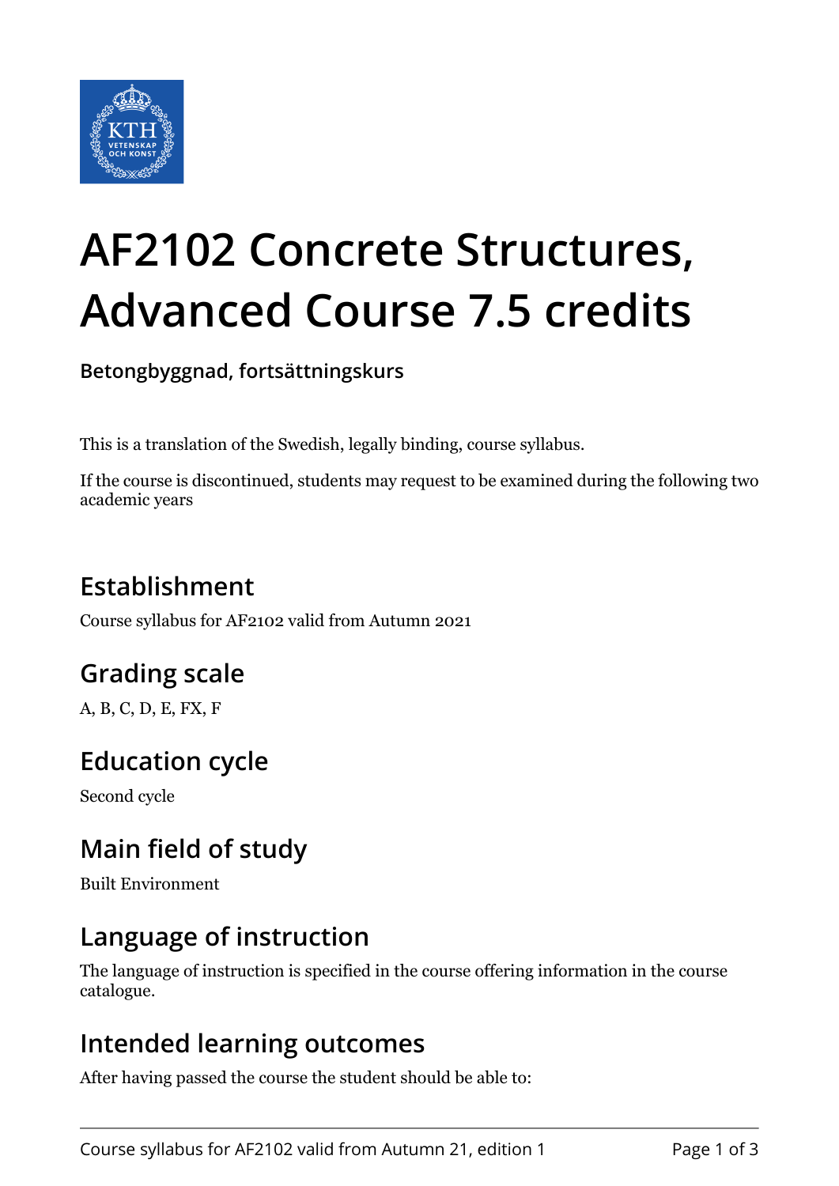# AF2102 Concrete Structures, Advanced Course 7.5 credits

**Betongbyggnad, fortsättningskurs**

This is a translation of the Swedish, legally binding, course syllabus.

If the course is discontinued, students may request to be examined during the following two academic years

## Establishment

Course syllabus for AF2102 valid from Autumn 2021

## Grading scale

A, B, C, D, E, FX, F

## Education cycle

Second cycle

## Main field of study

Built Environment

## Language of instruction

The language of instruction is specified in the course offering information in the course catalogue.

## Intended learning outcomes

After having passed the course the student should be able to: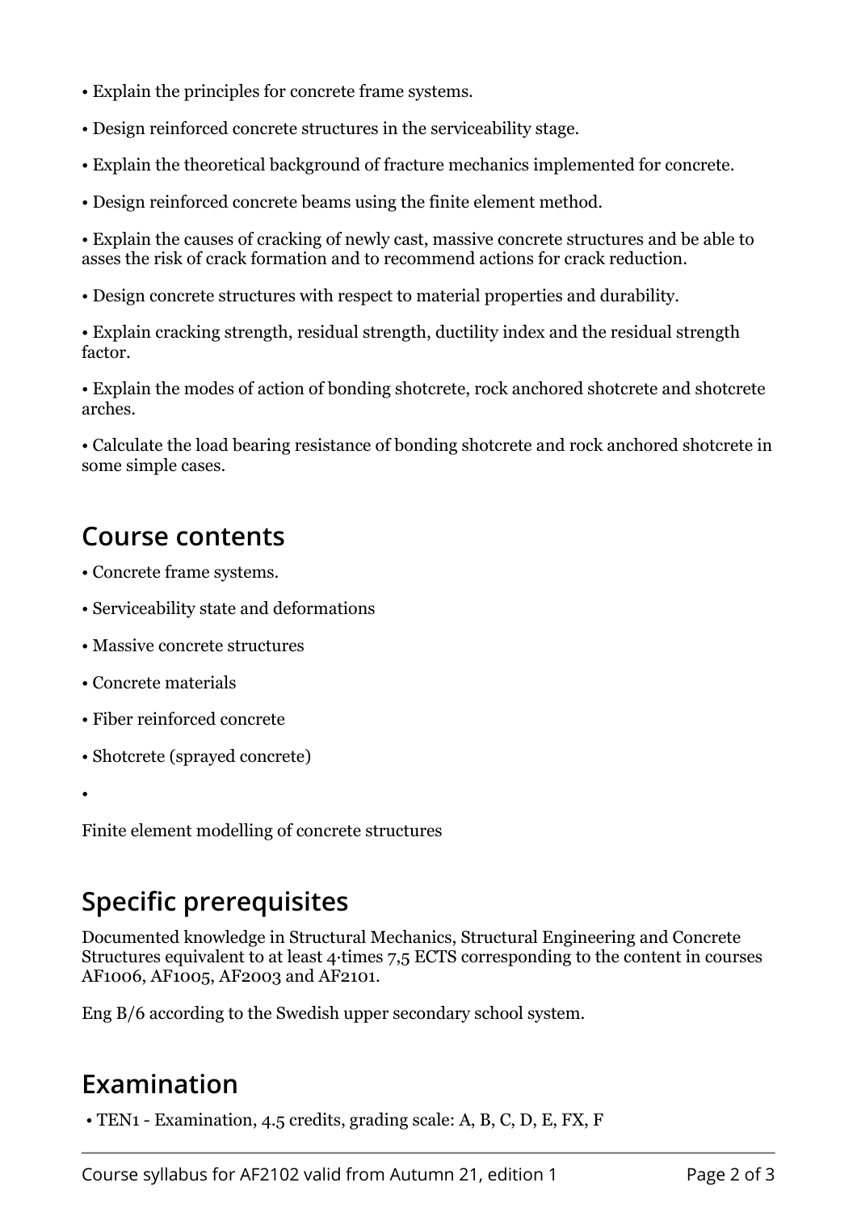- Explain the principles for concrete frame systems.
- Design reinforced concrete structures in the serviceability stage.
- Explain the theoretical background of fracture mechanics implemented for concrete.
- Design reinforced concrete beams using the finite element method.
- Explain the causes of cracking of newly cast, massive concrete structures and be able to asses the risk of crack formation and to recommend actions for crack reduction.
- Design concrete structures with respect to material properties and durability.
- Explain cracking strength, residual strength, ductility index and the residual strength factor.
- Explain the modes of action of bonding shotcrete, rock anchored shotcrete and shotcrete arches.
- Calculate the load bearing resistance of bonding shotcrete and rock anchored shotcrete in some simple cases.

## Course contents

- Concrete frame systems.
- Serviceability state and deformations
- Massive concrete structures
- Concrete materials
- Fiber reinforced concrete
- Shotcrete (sprayed concrete)
- Finite element modelling of concrete structures

## Specific prerequisites

Documented knowledge in Structural Mechanics, Structural Engineering and Concrete Structures equivalent to at least 4-times 7,5 ECTS corresponding to the content in courses AF1006, AF1005, AF2003 and AF2101.

Eng B/6 according to the Swedish upper secondary school system.

## Examination

- TEN1 - Examination, 4.5 credits, grading scale: A, B, C, D, E, FX, F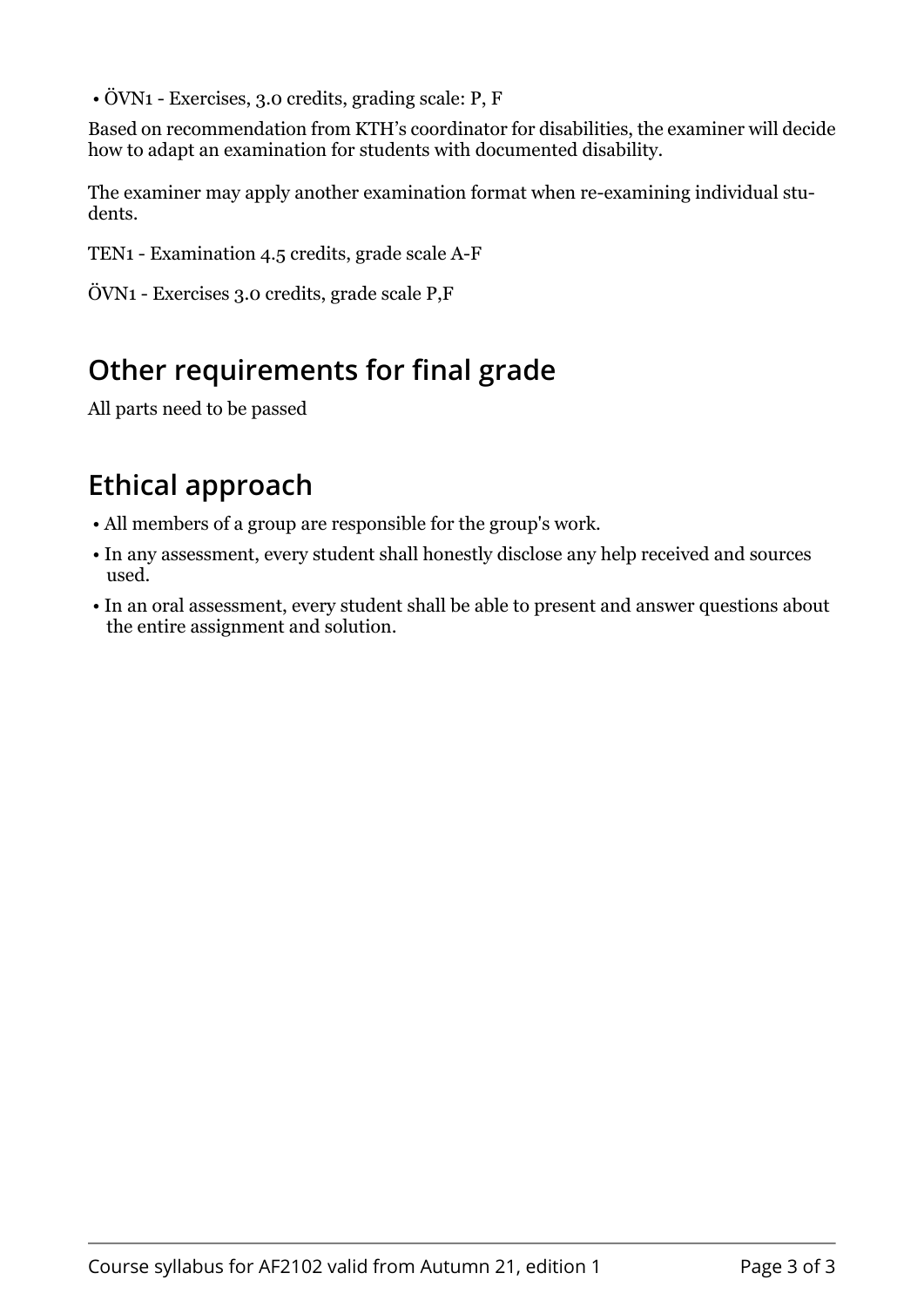- ÖVN1 - Exercises, 3.0 credits, grading scale: P, F

Based on recommendation from KTH's coordinator for disabilities, the examiner will decide how to adapt an examination for students with documented disability.

The examiner may apply another examination format when re-examining individual students.

TEN1 - Examination 4.5 credits, grade scale A-F

ÖVN1 - Exercises 3.0 credits, grade scale P,F

## Other requirements for final grade

All parts need to be passed

## Ethical approach

- All members of a group are responsible for the group's work.
- In any assessment, every student shall honestly disclose any help received and sources used.
- In an oral assessment, every student shall be able to present and answer questions about the entire assignment and solution.